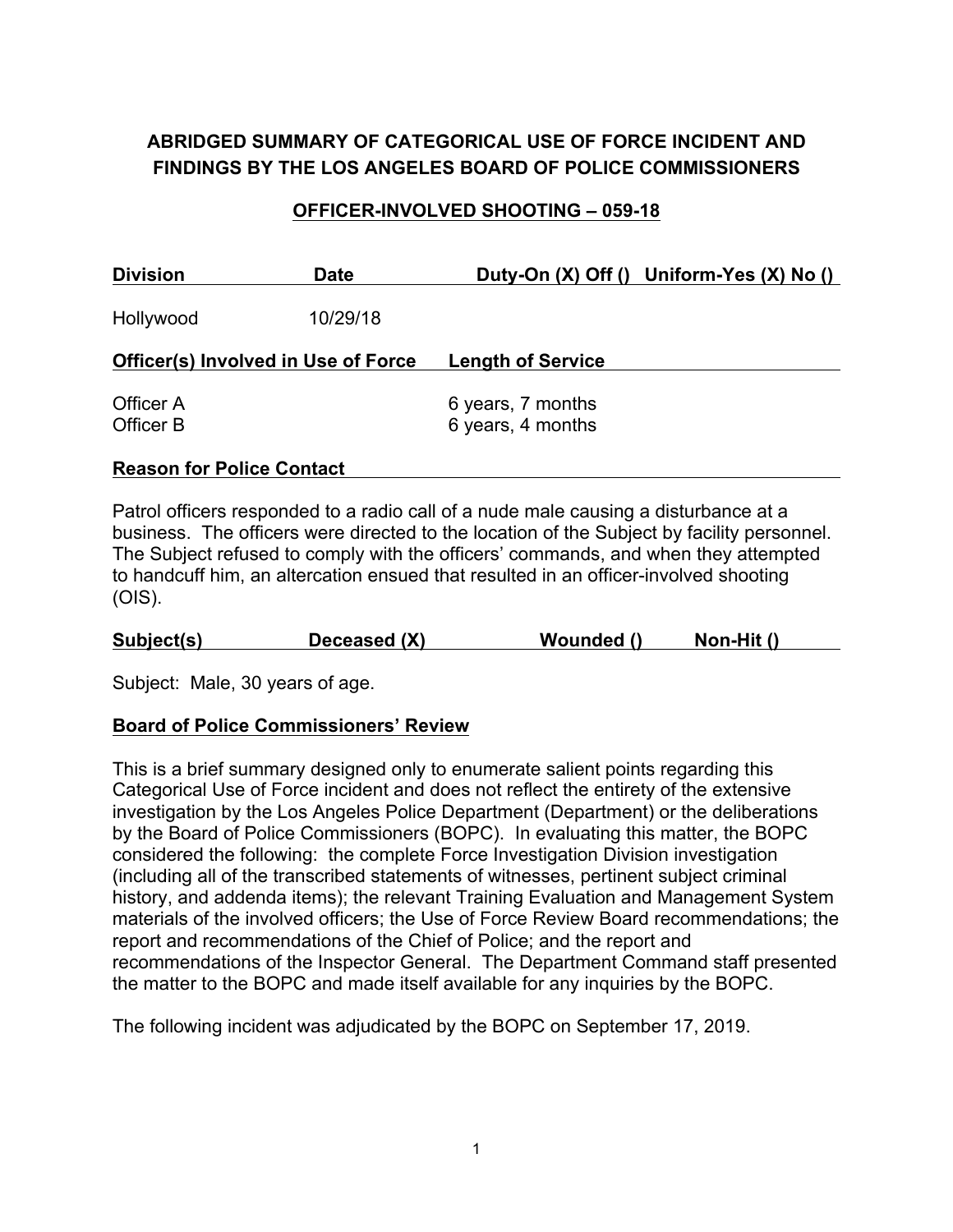# ABRIDGED SUMMARY OF CATEGORICAL USE OF FORCE INCIDENT AND FINDINGS BY THE LOS ANGELES BOARD OF POLICE COMMISSIONERS

## OFFICER-INVOLVED SHOOTING – 059-18

| Division | Date | Duty-On (X) Off () | Uniform-Yes (X) No () |
|---|---|---|---|
| Hollywood | 10/29/18 | | |

| Officer(s) Involved in Use of Force | Length of Service |
|---|---|
| Officer A | 6 years, 7 months |
| Officer B | 6 years, 4 months |

### Reason for Police Contact

Patrol officers responded to a radio call of a nude male causing a disturbance at a business. The officers were directed to the location of the Subject by facility personnel. The Subject refused to comply with the officers' commands, and when they attempted to handcuff him, an altercation ensued that resulted in an officer-involved shooting (OIS).

| Subject(s) | Deceased (X) | Wounded () | Non-Hit () |
|---|---|---|---|

Subject: Male, 30 years of age.

### Board of Police Commissioners' Review

This is a brief summary designed only to enumerate salient points regarding this Categorical Use of Force incident and does not reflect the entirety of the extensive investigation by the Los Angeles Police Department (Department) or the deliberations by the Board of Police Commissioners (BOPC). In evaluating this matter, the BOPC considered the following: the complete Force Investigation Division investigation (including all of the transcribed statements of witnesses, pertinent subject criminal history, and addenda items); the relevant Training Evaluation and Management System materials of the involved officers; the Use of Force Review Board recommendations; the report and recommendations of the Chief of Police; and the report and recommendations of the Inspector General. The Department Command staff presented the matter to the BOPC and made itself available for any inquiries by the BOPC.

The following incident was adjudicated by the BOPC on September 17, 2019.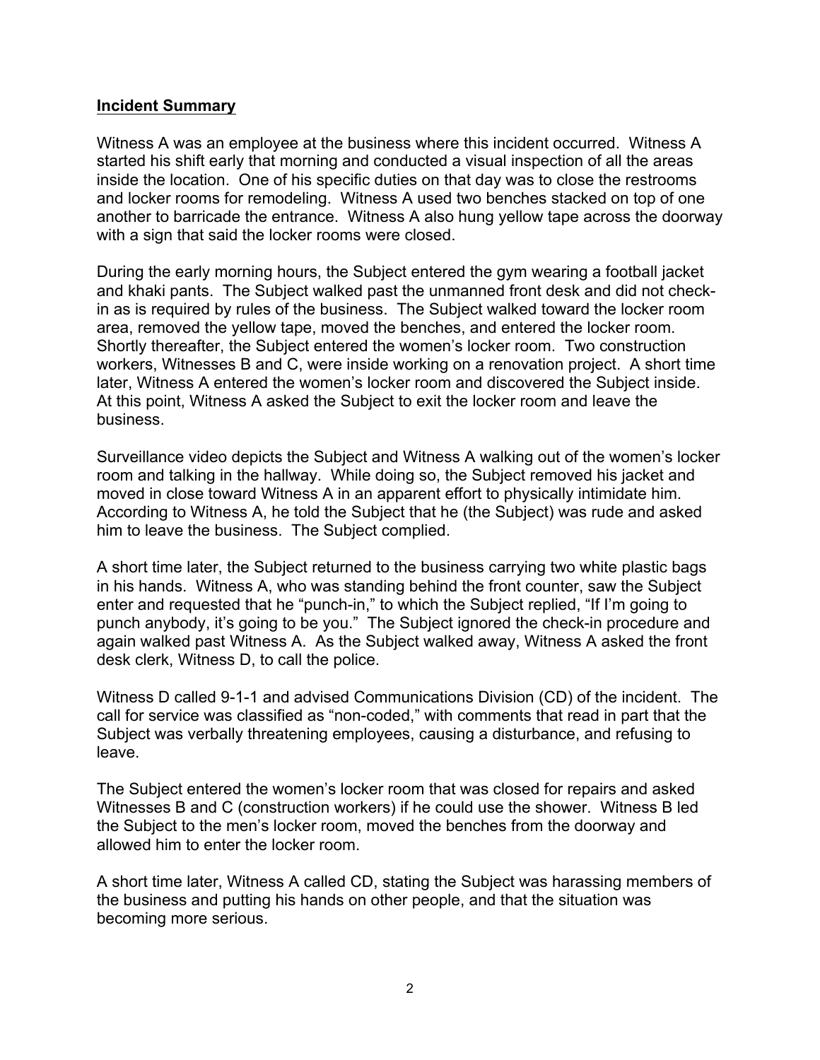## **Incident Summary**

Witness A was an employee at the business where this incident occurred. Witness A started his shift early that morning and conducted a visual inspection of all the areas inside the location. One of his specific duties on that day was to close the restrooms and locker rooms for remodeling. Witness A used two benches stacked on top of one another to barricade the entrance. Witness A also hung yellow tape across the doorway with a sign that said the locker rooms were closed.

During the early morning hours, the Subject entered the gym wearing a football jacket and khaki pants. The Subject walked past the unmanned front desk and did not check-in as is required by rules of the business. The Subject walked toward the locker room area, removed the yellow tape, moved the benches, and entered the locker room. Shortly thereafter, the Subject entered the women's locker room. Two construction workers, Witnesses B and C, were inside working on a renovation project. A short time later, Witness A entered the women's locker room and discovered the Subject inside. At this point, Witness A asked the Subject to exit the locker room and leave the business.

Surveillance video depicts the Subject and Witness A walking out of the women's locker room and talking in the hallway. While doing so, the Subject removed his jacket and moved in close toward Witness A in an apparent effort to physically intimidate him. According to Witness A, he told the Subject that he (the Subject) was rude and asked him to leave the business. The Subject complied.

A short time later, the Subject returned to the business carrying two white plastic bags in his hands. Witness A, who was standing behind the front counter, saw the Subject enter and requested that he "punch-in," to which the Subject replied, "If I'm going to punch anybody, it's going to be you." The Subject ignored the check-in procedure and again walked past Witness A. As the Subject walked away, Witness A asked the front desk clerk, Witness D, to call the police.

Witness D called 9-1-1 and advised Communications Division (CD) of the incident. The call for service was classified as "non-coded," with comments that read in part that the Subject was verbally threatening employees, causing a disturbance, and refusing to leave.

The Subject entered the women's locker room that was closed for repairs and asked Witnesses B and C (construction workers) if he could use the shower. Witness B led the Subject to the men's locker room, moved the benches from the doorway and allowed him to enter the locker room.

A short time later, Witness A called CD, stating the Subject was harassing members of the business and putting his hands on other people, and that the situation was becoming more serious.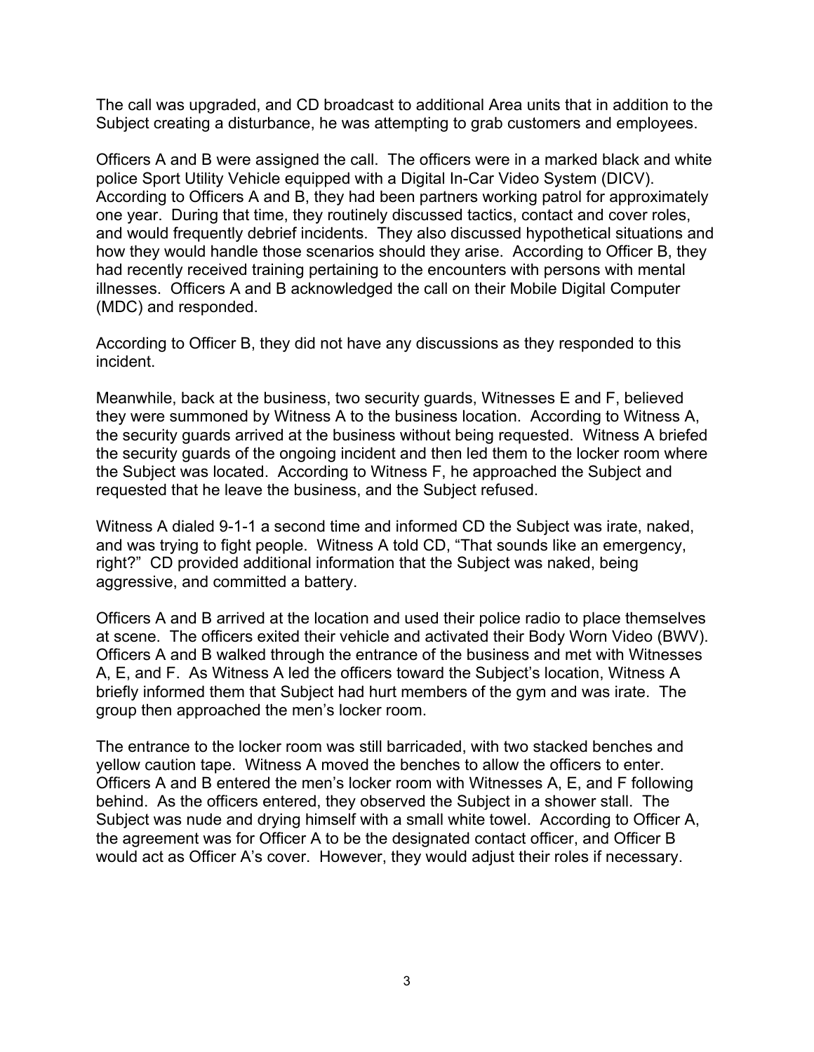The call was upgraded, and CD broadcast to additional Area units that in addition to the Subject creating a disturbance, he was attempting to grab customers and employees.

Officers A and B were assigned the call. The officers were in a marked black and white police Sport Utility Vehicle equipped with a Digital In-Car Video System (DICV). According to Officers A and B, they had been partners working patrol for approximately one year. During that time, they routinely discussed tactics, contact and cover roles, and would frequently debrief incidents. They also discussed hypothetical situations and how they would handle those scenarios should they arise. According to Officer B, they had recently received training pertaining to the encounters with persons with mental illnesses. Officers A and B acknowledged the call on their Mobile Digital Computer (MDC) and responded.

According to Officer B, they did not have any discussions as they responded to this incident.

Meanwhile, back at the business, two security guards, Witnesses E and F, believed they were summoned by Witness A to the business location. According to Witness A, the security guards arrived at the business without being requested. Witness A briefed the security guards of the ongoing incident and then led them to the locker room where the Subject was located. According to Witness F, he approached the Subject and requested that he leave the business, and the Subject refused.

Witness A dialed 9-1-1 a second time and informed CD the Subject was irate, naked, and was trying to fight people. Witness A told CD, "That sounds like an emergency, right?" CD provided additional information that the Subject was naked, being aggressive, and committed a battery.

Officers A and B arrived at the location and used their police radio to place themselves at scene. The officers exited their vehicle and activated their Body Worn Video (BWV). Officers A and B walked through the entrance of the business and met with Witnesses A, E, and F. As Witness A led the officers toward the Subject's location, Witness A briefly informed them that Subject had hurt members of the gym and was irate. The group then approached the men's locker room.

The entrance to the locker room was still barricaded, with two stacked benches and yellow caution tape. Witness A moved the benches to allow the officers to enter. Officers A and B entered the men's locker room with Witnesses A, E, and F following behind. As the officers entered, they observed the Subject in a shower stall. The Subject was nude and drying himself with a small white towel. According to Officer A, the agreement was for Officer A to be the designated contact officer, and Officer B would act as Officer A's cover. However, they would adjust their roles if necessary.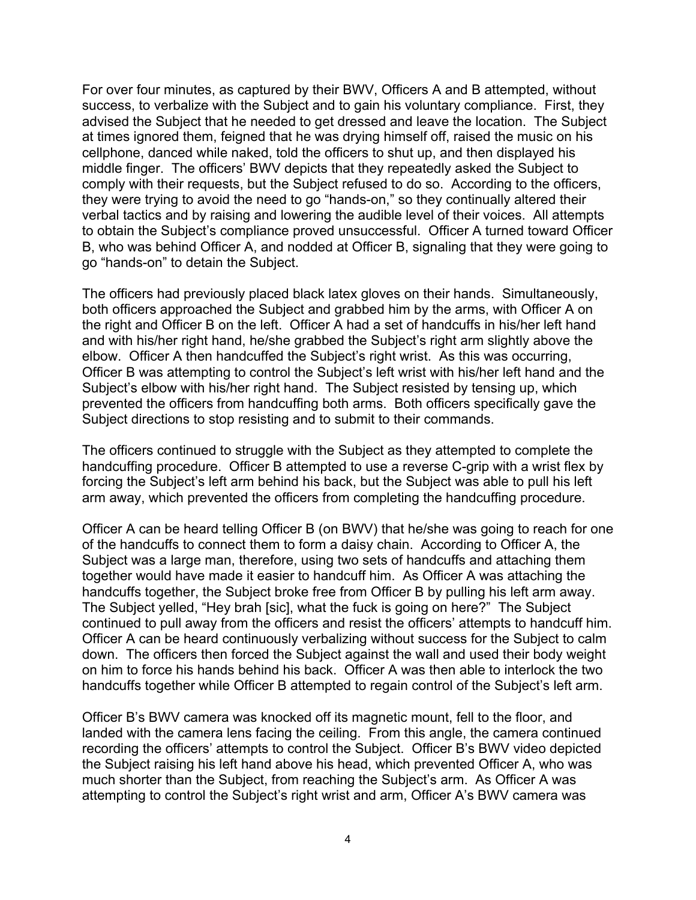For over four minutes, as captured by their BWV, Officers A and B attempted, without success, to verbalize with the Subject and to gain his voluntary compliance. First, they advised the Subject that he needed to get dressed and leave the location. The Subject at times ignored them, feigned that he was drying himself off, raised the music on his cellphone, danced while naked, told the officers to shut up, and then displayed his middle finger. The officers' BWV depicts that they repeatedly asked the Subject to comply with their requests, but the Subject refused to do so. According to the officers, they were trying to avoid the need to go "hands-on," so they continually altered their verbal tactics and by raising and lowering the audible level of their voices. All attempts to obtain the Subject's compliance proved unsuccessful. Officer A turned toward Officer B, who was behind Officer A, and nodded at Officer B, signaling that they were going to go "hands-on" to detain the Subject.

The officers had previously placed black latex gloves on their hands. Simultaneously, both officers approached the Subject and grabbed him by the arms, with Officer A on the right and Officer B on the left. Officer A had a set of handcuffs in his/her left hand and with his/her right hand, he/she grabbed the Subject's right arm slightly above the elbow. Officer A then handcuffed the Subject's right wrist. As this was occurring, Officer B was attempting to control the Subject's left wrist with his/her left hand and the Subject's elbow with his/her right hand. The Subject resisted by tensing up, which prevented the officers from handcuffing both arms. Both officers specifically gave the Subject directions to stop resisting and to submit to their commands.

The officers continued to struggle with the Subject as they attempted to complete the handcuffing procedure. Officer B attempted to use a reverse C-grip with a wrist flex by forcing the Subject's left arm behind his back, but the Subject was able to pull his left arm away, which prevented the officers from completing the handcuffing procedure.

Officer A can be heard telling Officer B (on BWV) that he/she was going to reach for one of the handcuffs to connect them to form a daisy chain. According to Officer A, the Subject was a large man, therefore, using two sets of handcuffs and attaching them together would have made it easier to handcuff him. As Officer A was attaching the handcuffs together, the Subject broke free from Officer B by pulling his left arm away. The Subject yelled, "Hey brah [sic], what the fuck is going on here?" The Subject continued to pull away from the officers and resist the officers' attempts to handcuff him. Officer A can be heard continuously verbalizing without success for the Subject to calm down. The officers then forced the Subject against the wall and used their body weight on him to force his hands behind his back. Officer A was then able to interlock the two handcuffs together while Officer B attempted to regain control of the Subject's left arm.

Officer B's BWV camera was knocked off its magnetic mount, fell to the floor, and landed with the camera lens facing the ceiling. From this angle, the camera continued recording the officers' attempts to control the Subject. Officer B's BWV video depicted the Subject raising his left hand above his head, which prevented Officer A, who was much shorter than the Subject, from reaching the Subject's arm. As Officer A was attempting to control the Subject's right wrist and arm, Officer A's BWV camera was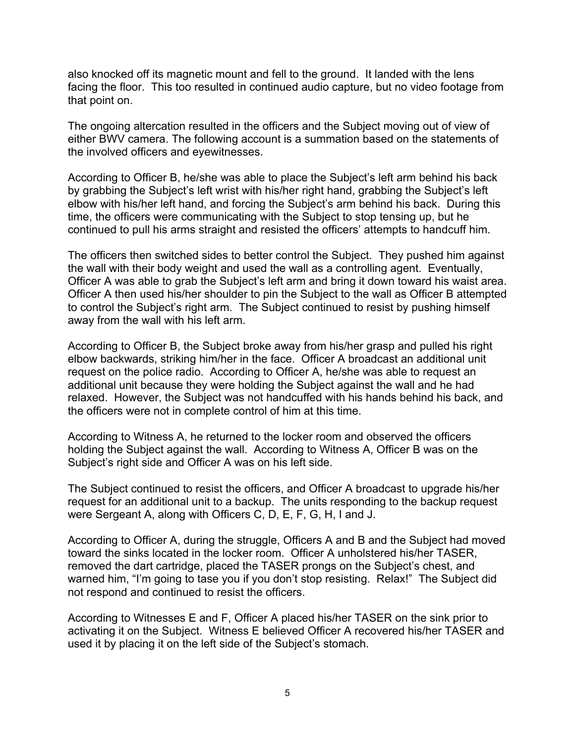also knocked off its magnetic mount and fell to the ground. It landed with the lens facing the floor. This too resulted in continued audio capture, but no video footage from that point on.

The ongoing altercation resulted in the officers and the Subject moving out of view of either BWV camera. The following account is a summation based on the statements of the involved officers and eyewitnesses.

According to Officer B, he/she was able to place the Subject's left arm behind his back by grabbing the Subject's left wrist with his/her right hand, grabbing the Subject's left elbow with his/her left hand, and forcing the Subject's arm behind his back. During this time, the officers were communicating with the Subject to stop tensing up, but he continued to pull his arms straight and resisted the officers' attempts to handcuff him.

The officers then switched sides to better control the Subject. They pushed him against the wall with their body weight and used the wall as a controlling agent. Eventually, Officer A was able to grab the Subject's left arm and bring it down toward his waist area. Officer A then used his/her shoulder to pin the Subject to the wall as Officer B attempted to control the Subject's right arm. The Subject continued to resist by pushing himself away from the wall with his left arm.

According to Officer B, the Subject broke away from his/her grasp and pulled his right elbow backwards, striking him/her in the face. Officer A broadcast an additional unit request on the police radio. According to Officer A, he/she was able to request an additional unit because they were holding the Subject against the wall and he had relaxed. However, the Subject was not handcuffed with his hands behind his back, and the officers were not in complete control of him at this time.

According to Witness A, he returned to the locker room and observed the officers holding the Subject against the wall. According to Witness A, Officer B was on the Subject's right side and Officer A was on his left side.

The Subject continued to resist the officers, and Officer A broadcast to upgrade his/her request for an additional unit to a backup. The units responding to the backup request were Sergeant A, along with Officers C, D, E, F, G, H, I and J.

According to Officer A, during the struggle, Officers A and B and the Subject had moved toward the sinks located in the locker room. Officer A unholstered his/her TASER, removed the dart cartridge, placed the TASER prongs on the Subject's chest, and warned him, "I'm going to tase you if you don't stop resisting. Relax!" The Subject did not respond and continued to resist the officers.

According to Witnesses E and F, Officer A placed his/her TASER on the sink prior to activating it on the Subject. Witness E believed Officer A recovered his/her TASER and used it by placing it on the left side of the Subject's stomach.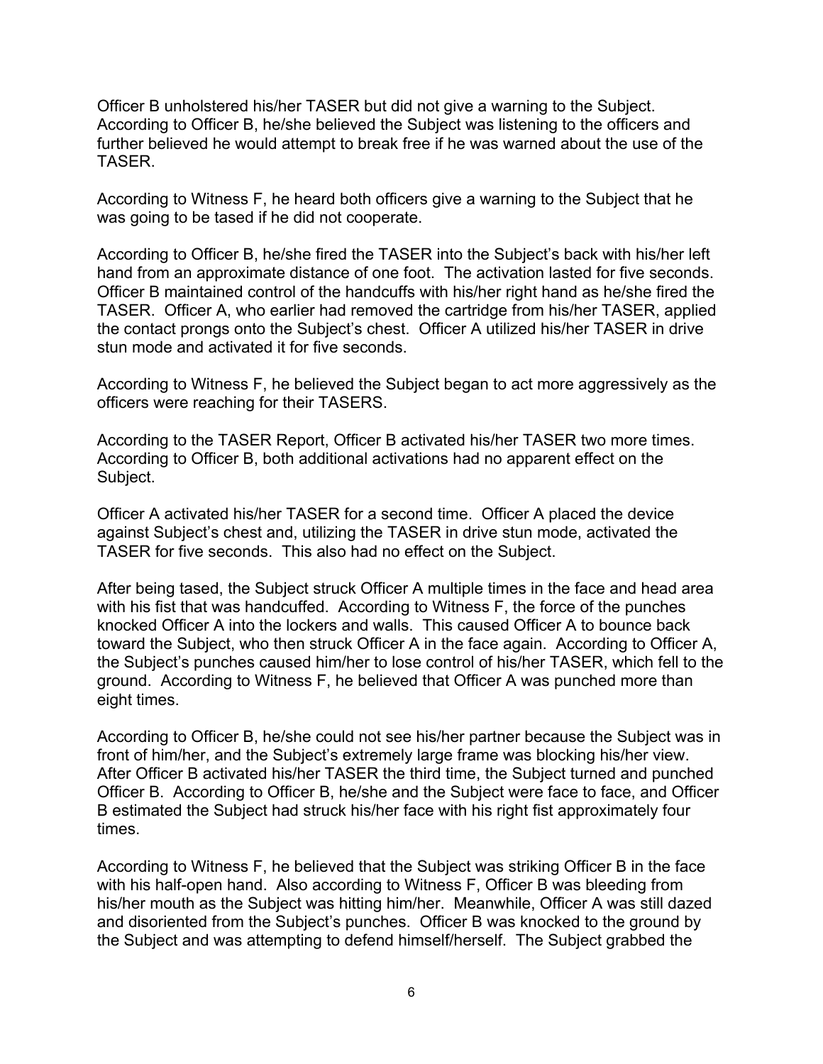Officer B unholstered his/her TASER but did not give a warning to the Subject. According to Officer B, he/she believed the Subject was listening to the officers and further believed he would attempt to break free if he was warned about the use of the TASER.

According to Witness F, he heard both officers give a warning to the Subject that he was going to be tased if he did not cooperate.

According to Officer B, he/she fired the TASER into the Subject's back with his/her left hand from an approximate distance of one foot. The activation lasted for five seconds. Officer B maintained control of the handcuffs with his/her right hand as he/she fired the TASER. Officer A, who earlier had removed the cartridge from his/her TASER, applied the contact prongs onto the Subject's chest. Officer A utilized his/her TASER in drive stun mode and activated it for five seconds.

According to Witness F, he believed the Subject began to act more aggressively as the officers were reaching for their TASERS.

According to the TASER Report, Officer B activated his/her TASER two more times. According to Officer B, both additional activations had no apparent effect on the Subject.

Officer A activated his/her TASER for a second time. Officer A placed the device against Subject's chest and, utilizing the TASER in drive stun mode, activated the TASER for five seconds. This also had no effect on the Subject.

After being tased, the Subject struck Officer A multiple times in the face and head area with his fist that was handcuffed. According to Witness F, the force of the punches knocked Officer A into the lockers and walls. This caused Officer A to bounce back toward the Subject, who then struck Officer A in the face again. According to Officer A, the Subject's punches caused him/her to lose control of his/her TASER, which fell to the ground. According to Witness F, he believed that Officer A was punched more than eight times.

According to Officer B, he/she could not see his/her partner because the Subject was in front of him/her, and the Subject's extremely large frame was blocking his/her view. After Officer B activated his/her TASER the third time, the Subject turned and punched Officer B. According to Officer B, he/she and the Subject were face to face, and Officer B estimated the Subject had struck his/her face with his right fist approximately four times.

According to Witness F, he believed that the Subject was striking Officer B in the face with his half-open hand. Also according to Witness F, Officer B was bleeding from his/her mouth as the Subject was hitting him/her. Meanwhile, Officer A was still dazed and disoriented from the Subject's punches. Officer B was knocked to the ground by the Subject and was attempting to defend himself/herself. The Subject grabbed the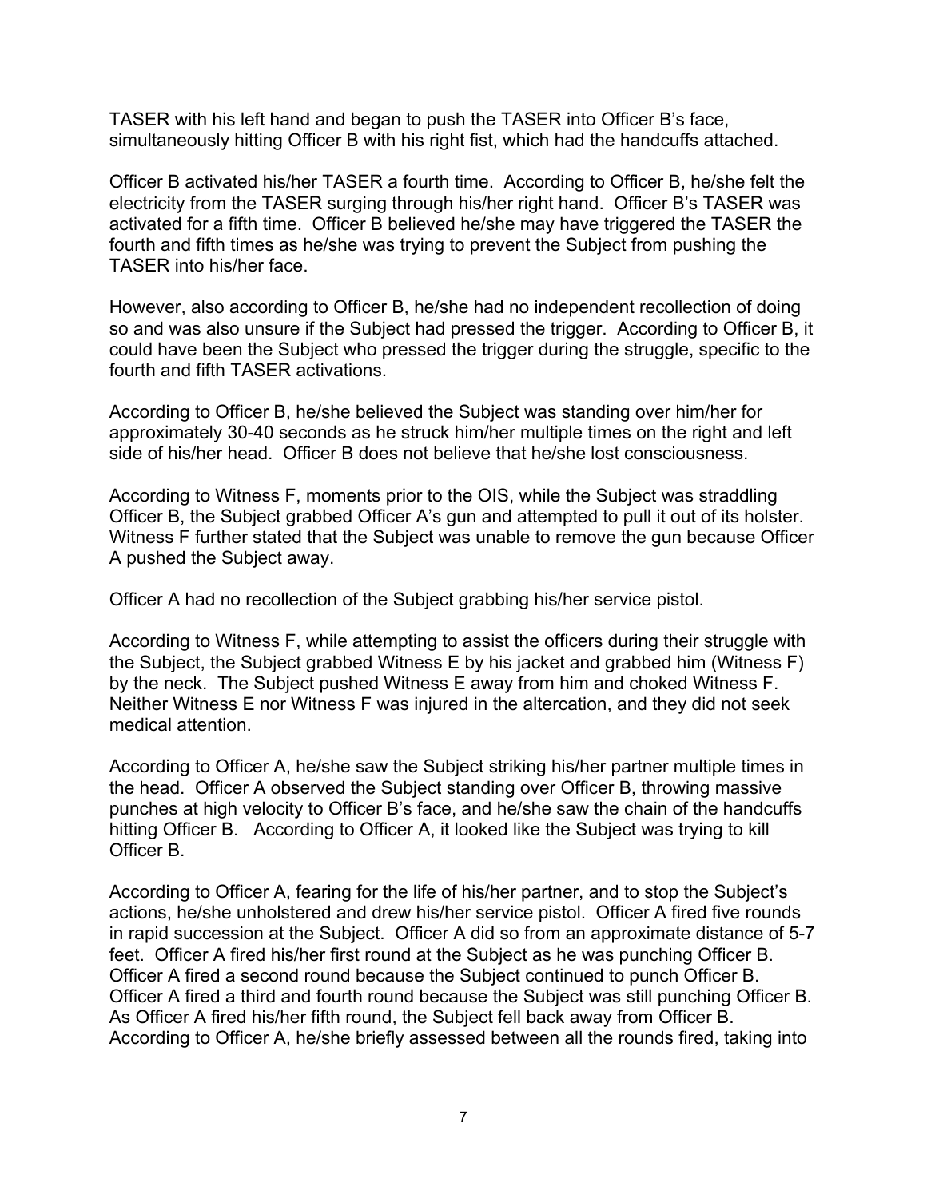TASER with his left hand and began to push the TASER into Officer B's face, simultaneously hitting Officer B with his right fist, which had the handcuffs attached.

Officer B activated his/her TASER a fourth time. According to Officer B, he/she felt the electricity from the TASER surging through his/her right hand. Officer B's TASER was activated for a fifth time. Officer B believed he/she may have triggered the TASER the fourth and fifth times as he/she was trying to prevent the Subject from pushing the TASER into his/her face.

However, also according to Officer B, he/she had no independent recollection of doing so and was also unsure if the Subject had pressed the trigger. According to Officer B, it could have been the Subject who pressed the trigger during the struggle, specific to the fourth and fifth TASER activations.

According to Officer B, he/she believed the Subject was standing over him/her for approximately 30-40 seconds as he struck him/her multiple times on the right and left side of his/her head. Officer B does not believe that he/she lost consciousness.

According to Witness F, moments prior to the OIS, while the Subject was straddling Officer B, the Subject grabbed Officer A's gun and attempted to pull it out of its holster. Witness F further stated that the Subject was unable to remove the gun because Officer A pushed the Subject away.

Officer A had no recollection of the Subject grabbing his/her service pistol.

According to Witness F, while attempting to assist the officers during their struggle with the Subject, the Subject grabbed Witness E by his jacket and grabbed him (Witness F) by the neck. The Subject pushed Witness E away from him and choked Witness F. Neither Witness E nor Witness F was injured in the altercation, and they did not seek medical attention.

According to Officer A, he/she saw the Subject striking his/her partner multiple times in the head. Officer A observed the Subject standing over Officer B, throwing massive punches at high velocity to Officer B's face, and he/she saw the chain of the handcuffs hitting Officer B. According to Officer A, it looked like the Subject was trying to kill Officer B.

According to Officer A, fearing for the life of his/her partner, and to stop the Subject's actions, he/she unholstered and drew his/her service pistol. Officer A fired five rounds in rapid succession at the Subject. Officer A did so from an approximate distance of 5-7 feet. Officer A fired his/her first round at the Subject as he was punching Officer B. Officer A fired a second round because the Subject continued to punch Officer B. Officer A fired a third and fourth round because the Subject was still punching Officer B. As Officer A fired his/her fifth round, the Subject fell back away from Officer B. According to Officer A, he/she briefly assessed between all the rounds fired, taking into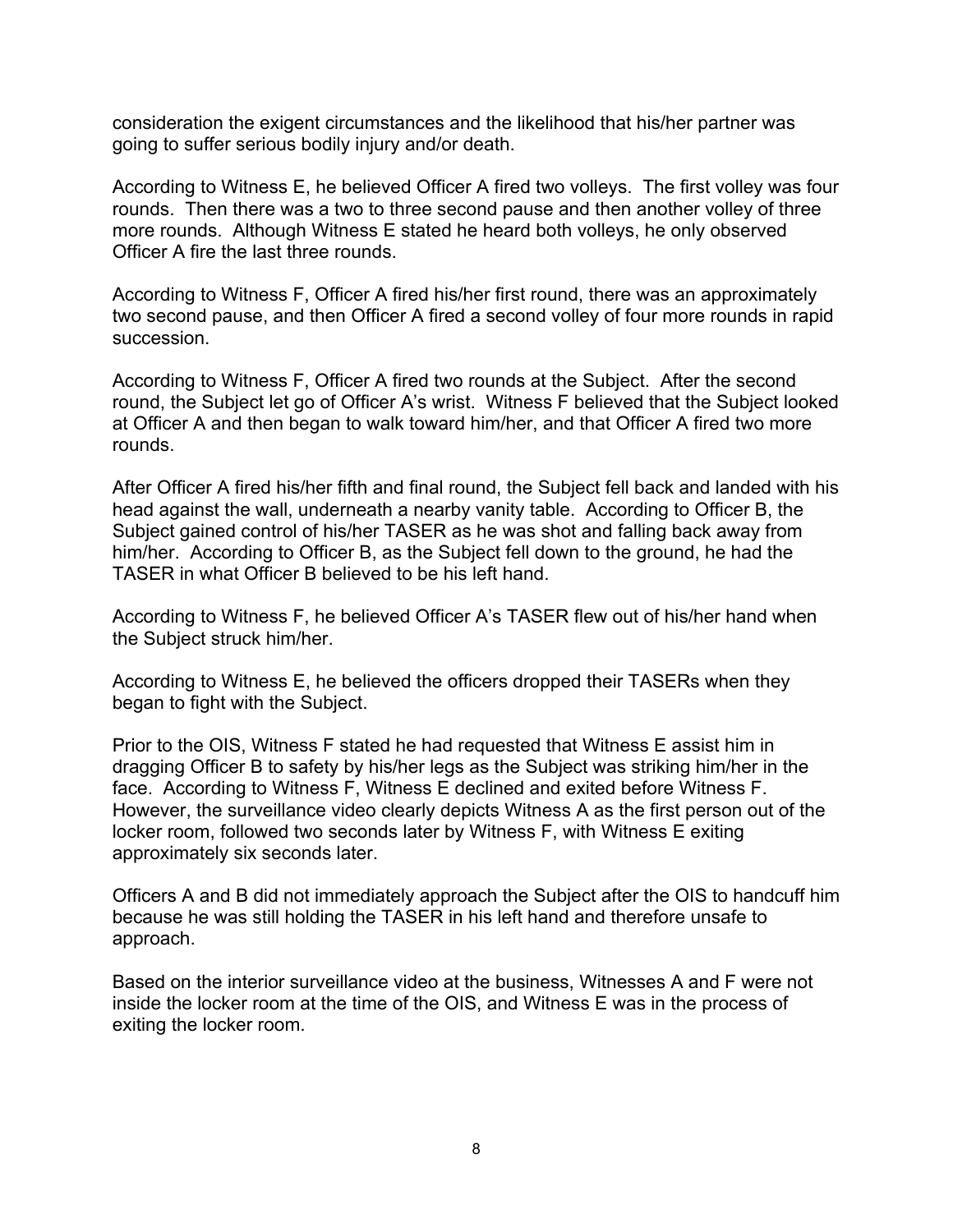consideration the exigent circumstances and the likelihood that his/her partner was going to suffer serious bodily injury and/or death.

According to Witness E, he believed Officer A fired two volleys. The first volley was four rounds. Then there was a two to three second pause and then another volley of three more rounds. Although Witness E stated he heard both volleys, he only observed Officer A fire the last three rounds.

According to Witness F, Officer A fired his/her first round, there was an approximately two second pause, and then Officer A fired a second volley of four more rounds in rapid succession.

According to Witness F, Officer A fired two rounds at the Subject. After the second round, the Subject let go of Officer A's wrist. Witness F believed that the Subject looked at Officer A and then began to walk toward him/her, and that Officer A fired two more rounds.

After Officer A fired his/her fifth and final round, the Subject fell back and landed with his head against the wall, underneath a nearby vanity table. According to Officer B, the Subject gained control of his/her TASER as he was shot and falling back away from him/her. According to Officer B, as the Subject fell down to the ground, he had the TASER in what Officer B believed to be his left hand.

According to Witness F, he believed Officer A's TASER flew out of his/her hand when the Subject struck him/her.

According to Witness E, he believed the officers dropped their TASERs when they began to fight with the Subject.

Prior to the OIS, Witness F stated he had requested that Witness E assist him in dragging Officer B to safety by his/her legs as the Subject was striking him/her in the face. According to Witness F, Witness E declined and exited before Witness F. However, the surveillance video clearly depicts Witness A as the first person out of the locker room, followed two seconds later by Witness F, with Witness E exiting approximately six seconds later.

Officers A and B did not immediately approach the Subject after the OIS to handcuff him because he was still holding the TASER in his left hand and therefore unsafe to approach.

Based on the interior surveillance video at the business, Witnesses A and F were not inside the locker room at the time of the OIS, and Witness E was in the process of exiting the locker room.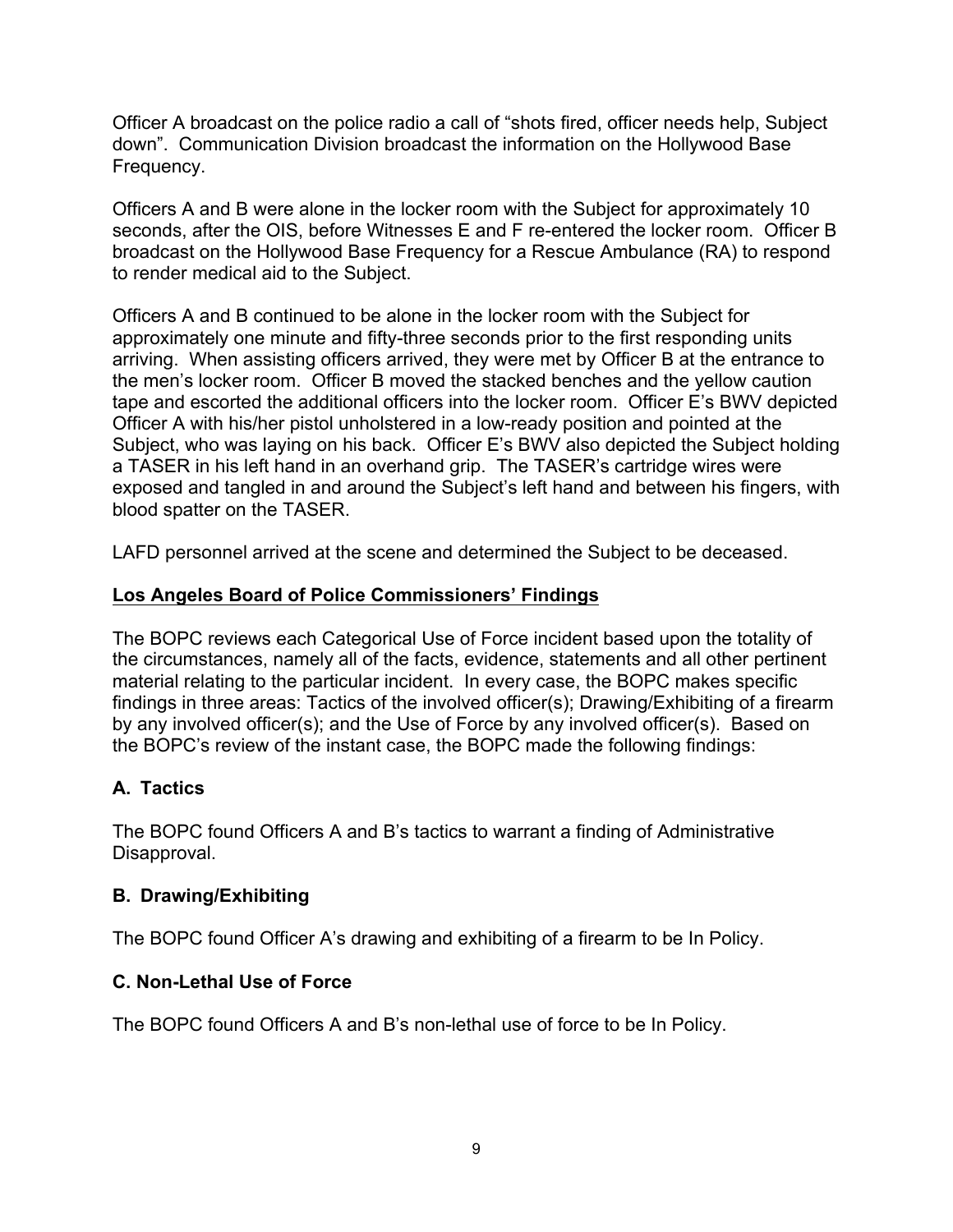Officer A broadcast on the police radio a call of "shots fired, officer needs help, Subject down". Communication Division broadcast the information on the Hollywood Base Frequency.

Officers A and B were alone in the locker room with the Subject for approximately 10 seconds, after the OIS, before Witnesses E and F re-entered the locker room. Officer B broadcast on the Hollywood Base Frequency for a Rescue Ambulance (RA) to respond to render medical aid to the Subject.

Officers A and B continued to be alone in the locker room with the Subject for approximately one minute and fifty-three seconds prior to the first responding units arriving. When assisting officers arrived, they were met by Officer B at the entrance to the men's locker room. Officer B moved the stacked benches and the yellow caution tape and escorted the additional officers into the locker room. Officer E's BWV depicted Officer A with his/her pistol unholstered in a low-ready position and pointed at the Subject, who was laying on his back. Officer E's BWV also depicted the Subject holding a TASER in his left hand in an overhand grip. The TASER's cartridge wires were exposed and tangled in and around the Subject's left hand and between his fingers, with blood spatter on the TASER.

LAFD personnel arrived at the scene and determined the Subject to be deceased.

## Los Angeles Board of Police Commissioners' Findings

The BOPC reviews each Categorical Use of Force incident based upon the totality of the circumstances, namely all of the facts, evidence, statements and all other pertinent material relating to the particular incident. In every case, the BOPC makes specific findings in three areas: Tactics of the involved officer(s); Drawing/Exhibiting of a firearm by any involved officer(s); and the Use of Force by any involved officer(s). Based on the BOPC's review of the instant case, the BOPC made the following findings:

### A. Tactics

The BOPC found Officers A and B's tactics to warrant a finding of Administrative Disapproval.

### B. Drawing/Exhibiting

The BOPC found Officer A's drawing and exhibiting of a firearm to be In Policy.

### C. Non-Lethal Use of Force

The BOPC found Officers A and B's non-lethal use of force to be In Policy.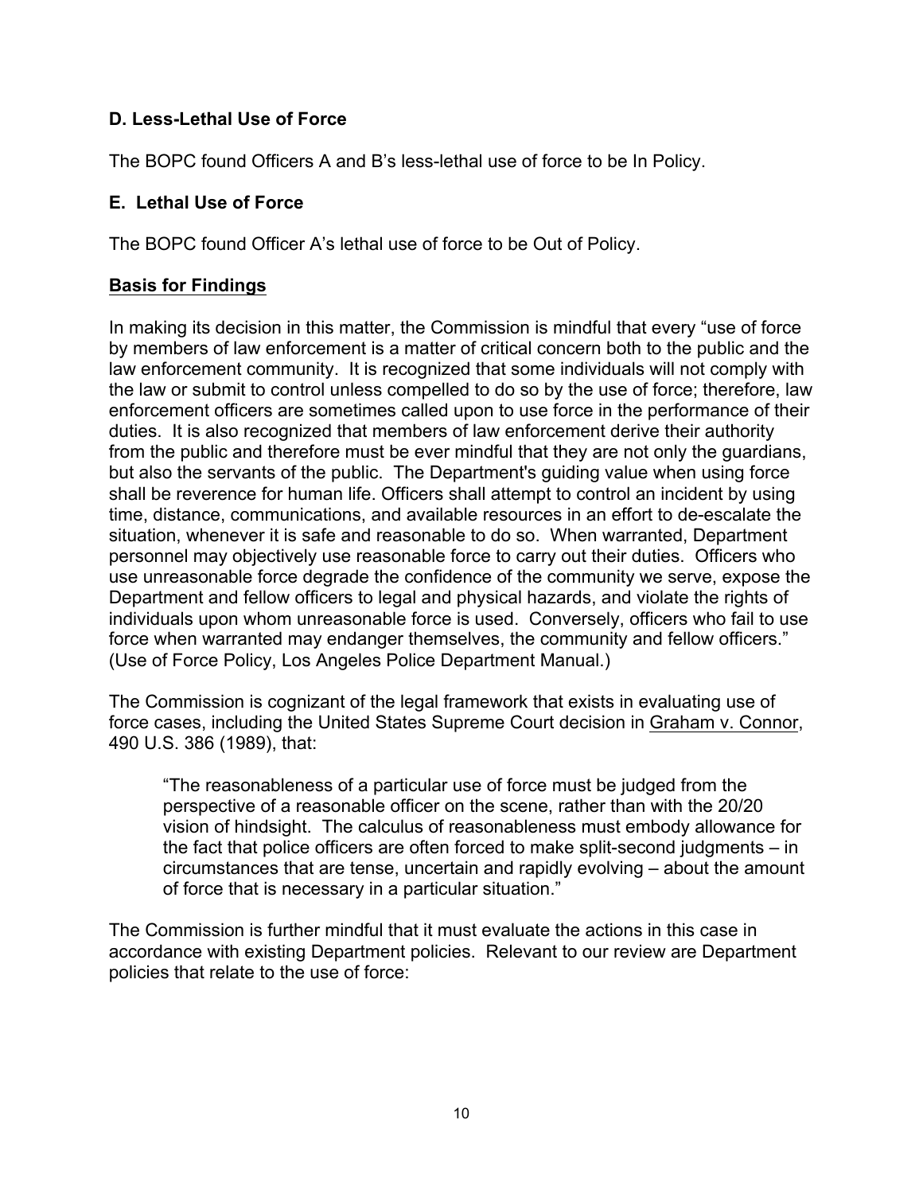### D. Less-Lethal Use of Force

The BOPC found Officers A and B's less-lethal use of force to be In Policy.

### E. Lethal Use of Force

The BOPC found Officer A's lethal use of force to be Out of Policy.

## Basis for Findings

In making its decision in this matter, the Commission is mindful that every "use of force by members of law enforcement is a matter of critical concern both to the public and the law enforcement community. It is recognized that some individuals will not comply with the law or submit to control unless compelled to do so by the use of force; therefore, law enforcement officers are sometimes called upon to use force in the performance of their duties. It is also recognized that members of law enforcement derive their authority from the public and therefore must be ever mindful that they are not only the guardians, but also the servants of the public. The Department's guiding value when using force shall be reverence for human life. Officers shall attempt to control an incident by using time, distance, communications, and available resources in an effort to de-escalate the situation, whenever it is safe and reasonable to do so. When warranted, Department personnel may objectively use reasonable force to carry out their duties. Officers who use unreasonable force degrade the confidence of the community we serve, expose the Department and fellow officers to legal and physical hazards, and violate the rights of individuals upon whom unreasonable force is used. Conversely, officers who fail to use force when warranted may endanger themselves, the community and fellow officers." (Use of Force Policy, Los Angeles Police Department Manual.)

The Commission is cognizant of the legal framework that exists in evaluating use of force cases, including the United States Supreme Court decision in Graham v. Connor, 490 U.S. 386 (1989), that:

> "The reasonableness of a particular use of force must be judged from the perspective of a reasonable officer on the scene, rather than with the 20/20 vision of hindsight. The calculus of reasonableness must embody allowance for the fact that police officers are often forced to make split-second judgments – in circumstances that are tense, uncertain and rapidly evolving – about the amount of force that is necessary in a particular situation."

The Commission is further mindful that it must evaluate the actions in this case in accordance with existing Department policies. Relevant to our review are Department policies that relate to the use of force: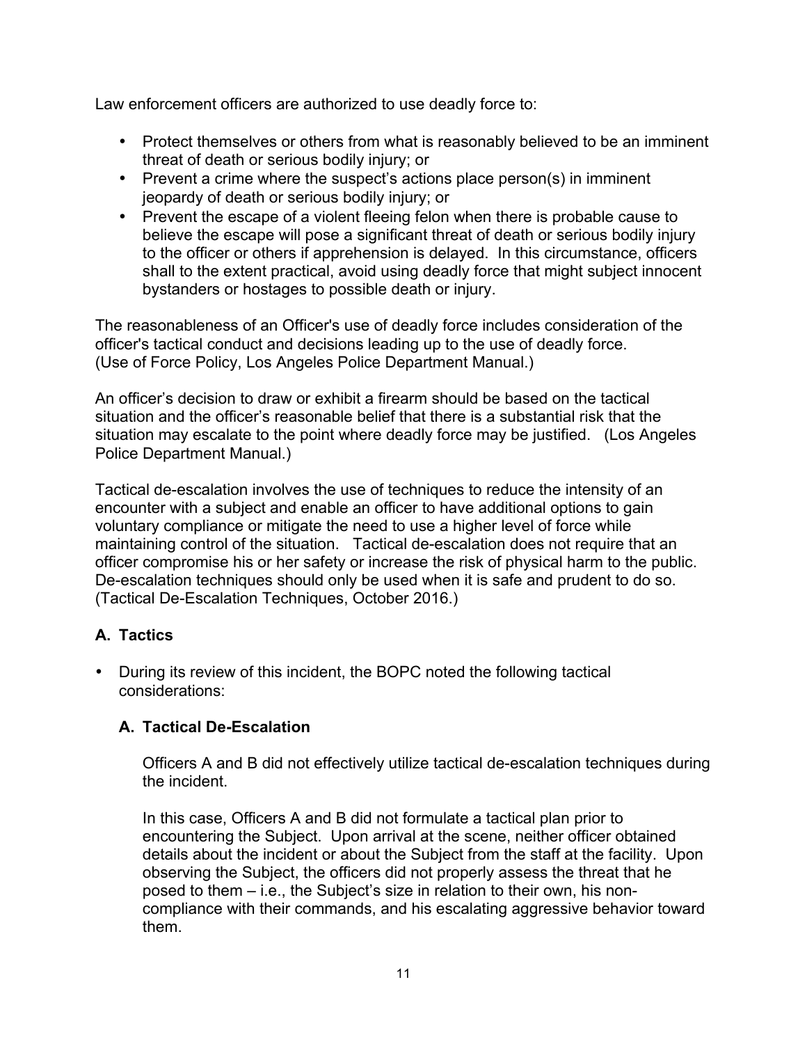Law enforcement officers are authorized to use deadly force to:

- Protect themselves or others from what is reasonably believed to be an imminent threat of death or serious bodily injury; or
- Prevent a crime where the suspect's actions place person(s) in imminent jeopardy of death or serious bodily injury; or
- Prevent the escape of a violent fleeing felon when there is probable cause to believe the escape will pose a significant threat of death or serious bodily injury to the officer or others if apprehension is delayed. In this circumstance, officers shall to the extent practical, avoid using deadly force that might subject innocent bystanders or hostages to possible death or injury.

The reasonableness of an Officer's use of deadly force includes consideration of the officer's tactical conduct and decisions leading up to the use of deadly force. (Use of Force Policy, Los Angeles Police Department Manual.)

An officer's decision to draw or exhibit a firearm should be based on the tactical situation and the officer's reasonable belief that there is a substantial risk that the situation may escalate to the point where deadly force may be justified. (Los Angeles Police Department Manual.)

Tactical de-escalation involves the use of techniques to reduce the intensity of an encounter with a subject and enable an officer to have additional options to gain voluntary compliance or mitigate the need to use a higher level of force while maintaining control of the situation. Tactical de-escalation does not require that an officer compromise his or her safety or increase the risk of physical harm to the public. De-escalation techniques should only be used when it is safe and prudent to do so. (Tactical De-Escalation Techniques, October 2016.)

## A. Tactics

- During its review of this incident, the BOPC noted the following tactical considerations:

### A. Tactical De-Escalation

Officers A and B did not effectively utilize tactical de-escalation techniques during the incident.

In this case, Officers A and B did not formulate a tactical plan prior to encountering the Subject. Upon arrival at the scene, neither officer obtained details about the incident or about the Subject from the staff at the facility. Upon observing the Subject, the officers did not properly assess the threat that he posed to them – i.e., the Subject's size in relation to their own, his non-compliance with their commands, and his escalating aggressive behavior toward them.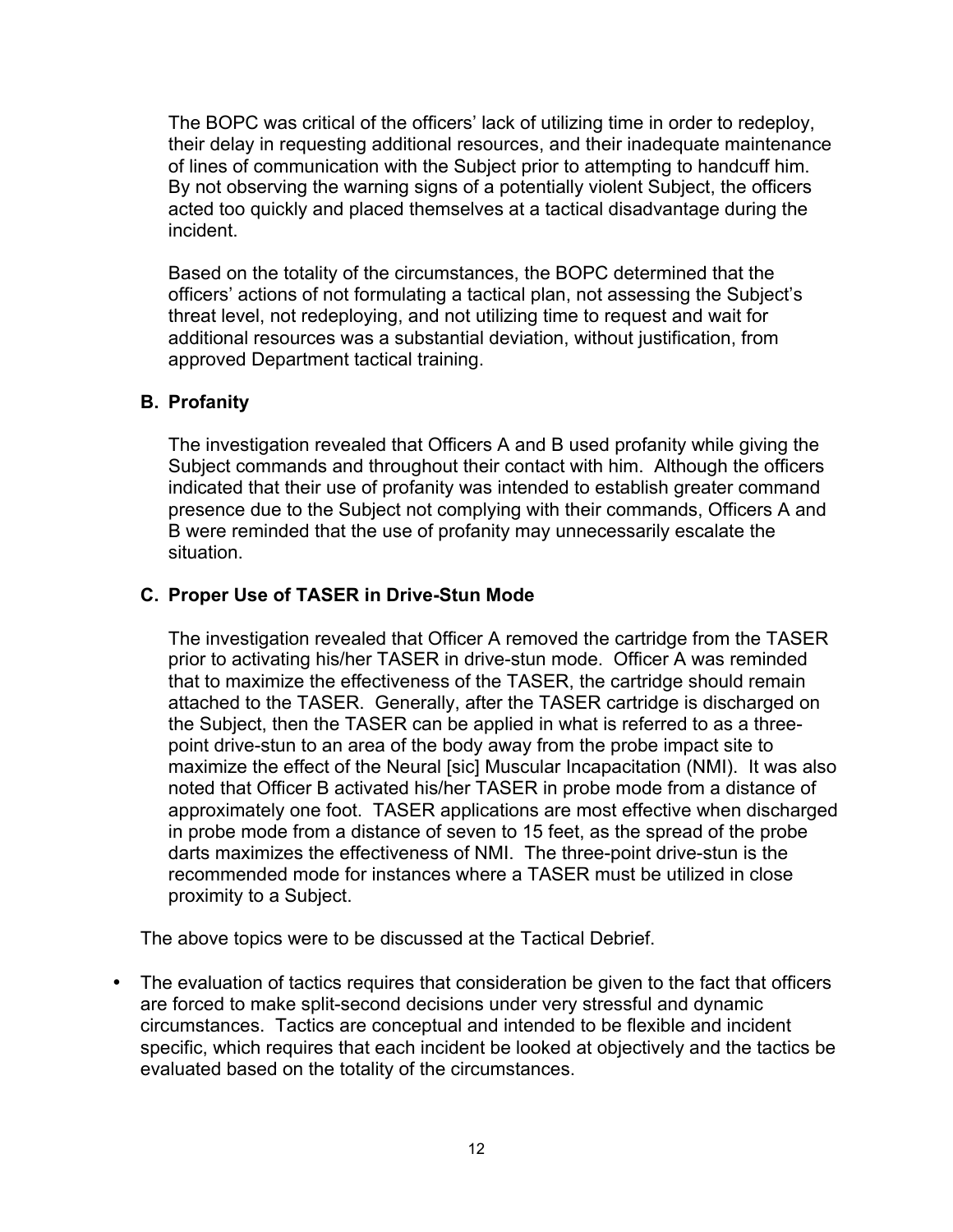The BOPC was critical of the officers' lack of utilizing time in order to redeploy, their delay in requesting additional resources, and their inadequate maintenance of lines of communication with the Subject prior to attempting to handcuff him. By not observing the warning signs of a potentially violent Subject, the officers acted too quickly and placed themselves at a tactical disadvantage during the incident.

Based on the totality of the circumstances, the BOPC determined that the officers' actions of not formulating a tactical plan, not assessing the Subject's threat level, not redeploying, and not utilizing time to request and wait for additional resources was a substantial deviation, without justification, from approved Department tactical training.

**B. Profanity**

The investigation revealed that Officers A and B used profanity while giving the Subject commands and throughout their contact with him. Although the officers indicated that their use of profanity was intended to establish greater command presence due to the Subject not complying with their commands, Officers A and B were reminded that the use of profanity may unnecessarily escalate the situation.

**C. Proper Use of TASER in Drive-Stun Mode**

The investigation revealed that Officer A removed the cartridge from the TASER prior to activating his/her TASER in drive-stun mode. Officer A was reminded that to maximize the effectiveness of the TASER, the cartridge should remain attached to the TASER. Generally, after the TASER cartridge is discharged on the Subject, then the TASER can be applied in what is referred to as a three-point drive-stun to an area of the body away from the probe impact site to maximize the effect of the Neural [sic] Muscular Incapacitation (NMI). It was also noted that Officer B activated his/her TASER in probe mode from a distance of approximately one foot. TASER applications are most effective when discharged in probe mode from a distance of seven to 15 feet, as the spread of the probe darts maximizes the effectiveness of NMI. The three-point drive-stun is the recommended mode for instances where a TASER must be utilized in close proximity to a Subject.

The above topics were to be discussed at the Tactical Debrief.

- The evaluation of tactics requires that consideration be given to the fact that officers are forced to make split-second decisions under very stressful and dynamic circumstances. Tactics are conceptual and intended to be flexible and incident specific, which requires that each incident be looked at objectively and the tactics be evaluated based on the totality of the circumstances.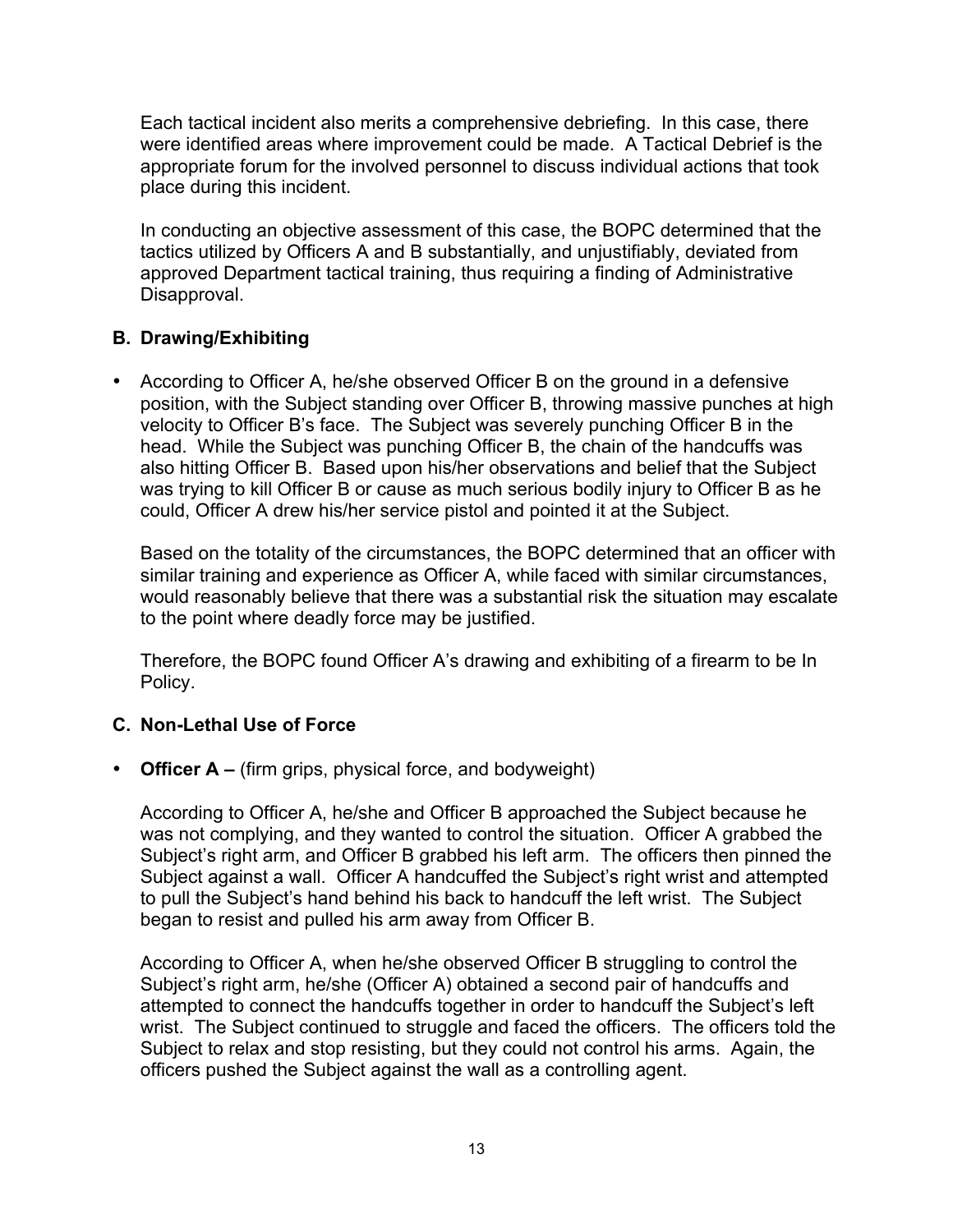Each tactical incident also merits a comprehensive debriefing. In this case, there were identified areas where improvement could be made. A Tactical Debrief is the appropriate forum for the involved personnel to discuss individual actions that took place during this incident.

In conducting an objective assessment of this case, the BOPC determined that the tactics utilized by Officers A and B substantially, and unjustifiably, deviated from approved Department tactical training, thus requiring a finding of Administrative Disapproval.

### B. Drawing/Exhibiting

- According to Officer A, he/she observed Officer B on the ground in a defensive position, with the Subject standing over Officer B, throwing massive punches at high velocity to Officer B's face. The Subject was severely punching Officer B in the head. While the Subject was punching Officer B, the chain of the handcuffs was also hitting Officer B. Based upon his/her observations and belief that the Subject was trying to kill Officer B or cause as much serious bodily injury to Officer B as he could, Officer A drew his/her service pistol and pointed it at the Subject.

  Based on the totality of the circumstances, the BOPC determined that an officer with similar training and experience as Officer A, while faced with similar circumstances, would reasonably believe that there was a substantial risk the situation may escalate to the point where deadly force may be justified.

  Therefore, the BOPC found Officer A's drawing and exhibiting of a firearm to be In Policy.

### C. Non-Lethal Use of Force

- **Officer A –** (firm grips, physical force, and bodyweight)

  According to Officer A, he/she and Officer B approached the Subject because he was not complying, and they wanted to control the situation. Officer A grabbed the Subject's right arm, and Officer B grabbed his left arm. The officers then pinned the Subject against a wall. Officer A handcuffed the Subject's right wrist and attempted to pull the Subject's hand behind his back to handcuff the left wrist. The Subject began to resist and pulled his arm away from Officer B.

  According to Officer A, when he/she observed Officer B struggling to control the Subject's right arm, he/she (Officer A) obtained a second pair of handcuffs and attempted to connect the handcuffs together in order to handcuff the Subject's left wrist. The Subject continued to struggle and faced the officers. The officers told the Subject to relax and stop resisting, but they could not control his arms. Again, the officers pushed the Subject against the wall as a controlling agent.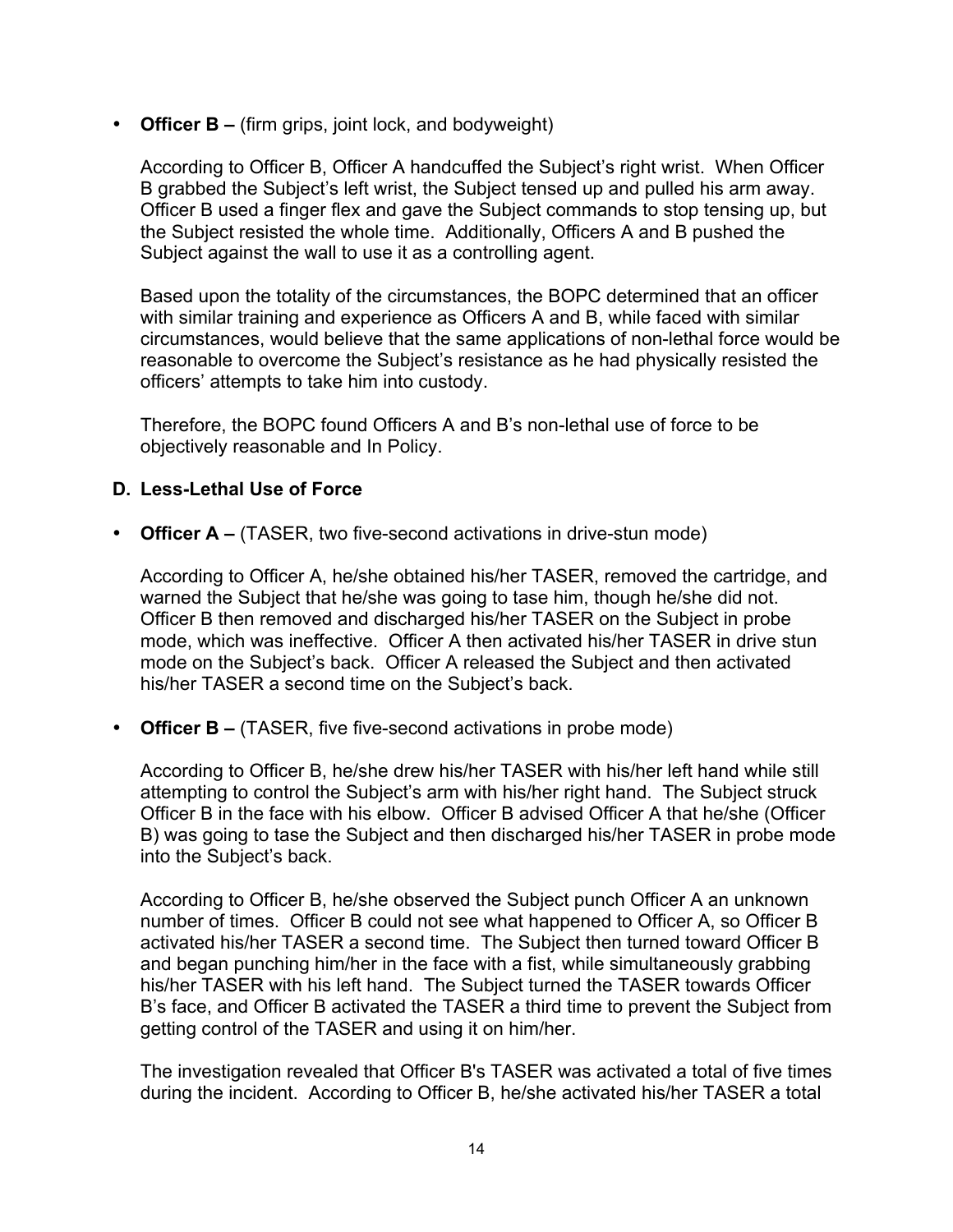- **Officer B –** (firm grips, joint lock, and bodyweight)

  According to Officer B, Officer A handcuffed the Subject's right wrist. When Officer B grabbed the Subject's left wrist, the Subject tensed up and pulled his arm away. Officer B used a finger flex and gave the Subject commands to stop tensing up, but the Subject resisted the whole time. Additionally, Officers A and B pushed the Subject against the wall to use it as a controlling agent.

  Based upon the totality of the circumstances, the BOPC determined that an officer with similar training and experience as Officers A and B, while faced with similar circumstances, would believe that the same applications of non-lethal force would be reasonable to overcome the Subject's resistance as he had physically resisted the officers' attempts to take him into custody.

  Therefore, the BOPC found Officers A and B's non-lethal use of force to be objectively reasonable and In Policy.

### D. Less-Lethal Use of Force

- **Officer A –** (TASER, two five-second activations in drive-stun mode)

  According to Officer A, he/she obtained his/her TASER, removed the cartridge, and warned the Subject that he/she was going to tase him, though he/she did not. Officer B then removed and discharged his/her TASER on the Subject in probe mode, which was ineffective. Officer A then activated his/her TASER in drive stun mode on the Subject's back. Officer A released the Subject and then activated his/her TASER a second time on the Subject's back.

- **Officer B –** (TASER, five five-second activations in probe mode)

  According to Officer B, he/she drew his/her TASER with his/her left hand while still attempting to control the Subject's arm with his/her right hand. The Subject struck Officer B in the face with his elbow. Officer B advised Officer A that he/she (Officer B) was going to tase the Subject and then discharged his/her TASER in probe mode into the Subject's back.

  According to Officer B, he/she observed the Subject punch Officer A an unknown number of times. Officer B could not see what happened to Officer A, so Officer B activated his/her TASER a second time. The Subject then turned toward Officer B and began punching him/her in the face with a fist, while simultaneously grabbing his/her TASER with his left hand. The Subject turned the TASER towards Officer B's face, and Officer B activated the TASER a third time to prevent the Subject from getting control of the TASER and using it on him/her.

  The investigation revealed that Officer B's TASER was activated a total of five times during the incident. According to Officer B, he/she activated his/her TASER a total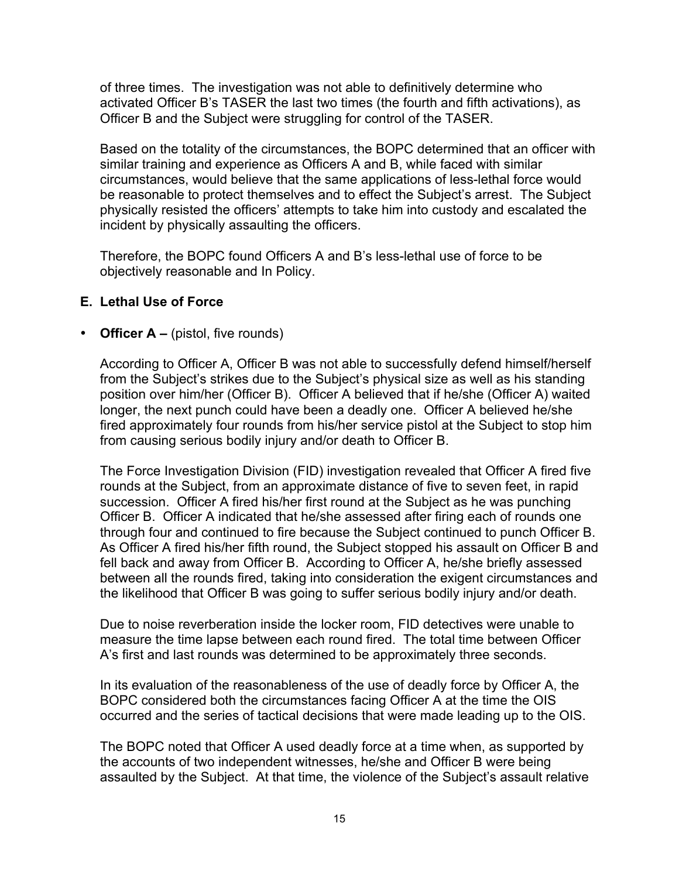of three times. The investigation was not able to definitively determine who activated Officer B's TASER the last two times (the fourth and fifth activations), as Officer B and the Subject were struggling for control of the TASER.

Based on the totality of the circumstances, the BOPC determined that an officer with similar training and experience as Officers A and B, while faced with similar circumstances, would believe that the same applications of less-lethal force would be reasonable to protect themselves and to effect the Subject's arrest. The Subject physically resisted the officers' attempts to take him into custody and escalated the incident by physically assaulting the officers.

Therefore, the BOPC found Officers A and B's less-lethal use of force to be objectively reasonable and In Policy.

### E. Lethal Use of Force

- **Officer A –** (pistol, five rounds)

  According to Officer A, Officer B was not able to successfully defend himself/herself from the Subject's strikes due to the Subject's physical size as well as his standing position over him/her (Officer B). Officer A believed that if he/she (Officer A) waited longer, the next punch could have been a deadly one. Officer A believed he/she fired approximately four rounds from his/her service pistol at the Subject to stop him from causing serious bodily injury and/or death to Officer B.

  The Force Investigation Division (FID) investigation revealed that Officer A fired five rounds at the Subject, from an approximate distance of five to seven feet, in rapid succession. Officer A fired his/her first round at the Subject as he was punching Officer B. Officer A indicated that he/she assessed after firing each of rounds one through four and continued to fire because the Subject continued to punch Officer B. As Officer A fired his/her fifth round, the Subject stopped his assault on Officer B and fell back and away from Officer B. According to Officer A, he/she briefly assessed between all the rounds fired, taking into consideration the exigent circumstances and the likelihood that Officer B was going to suffer serious bodily injury and/or death.

  Due to noise reverberation inside the locker room, FID detectives were unable to measure the time lapse between each round fired. The total time between Officer A's first and last rounds was determined to be approximately three seconds.

  In its evaluation of the reasonableness of the use of deadly force by Officer A, the BOPC considered both the circumstances facing Officer A at the time the OIS occurred and the series of tactical decisions that were made leading up to the OIS.

  The BOPC noted that Officer A used deadly force at a time when, as supported by the accounts of two independent witnesses, he/she and Officer B were being assaulted by the Subject. At that time, the violence of the Subject's assault relative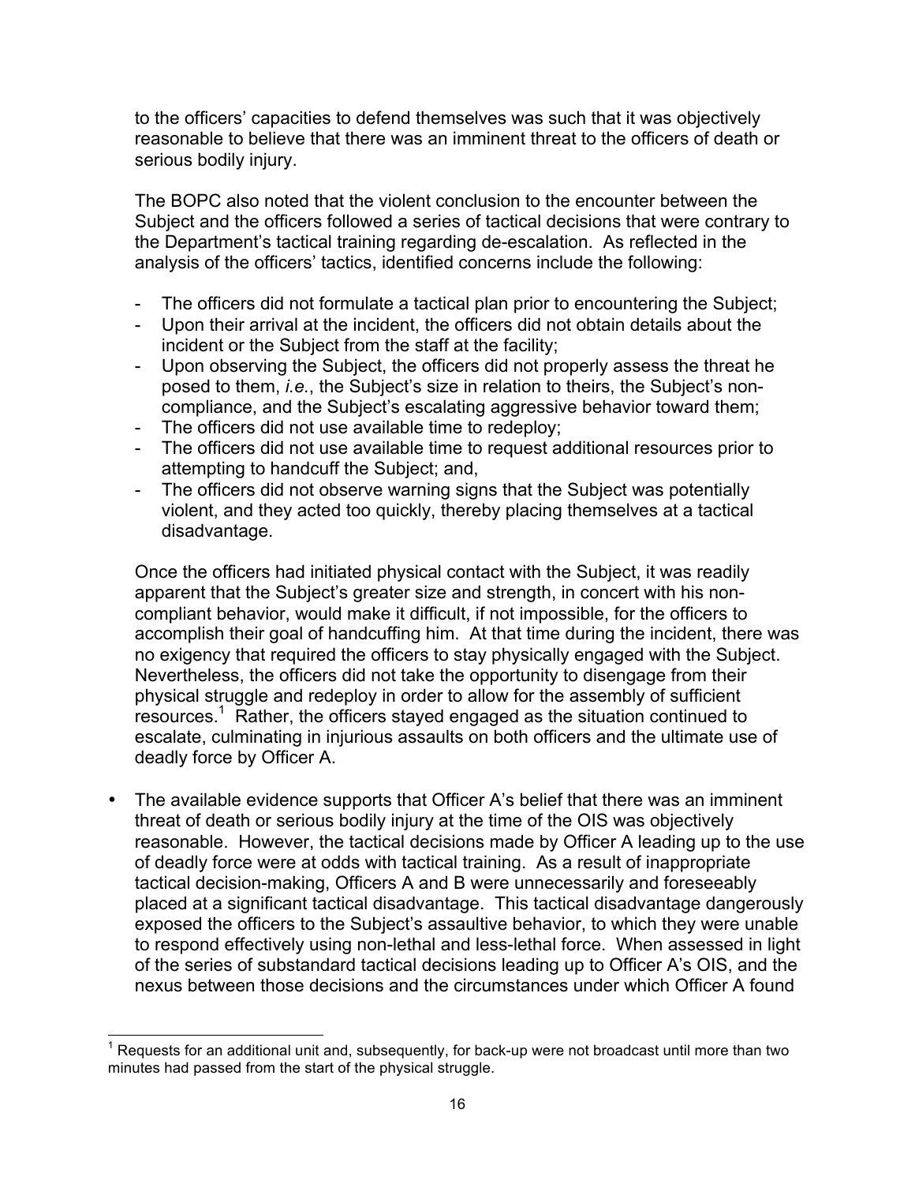to the officers' capacities to defend themselves was such that it was objectively reasonable to believe that there was an imminent threat to the officers of death or serious bodily injury.

The BOPC also noted that the violent conclusion to the encounter between the Subject and the officers followed a series of tactical decisions that were contrary to the Department's tactical training regarding de-escalation. As reflected in the analysis of the officers' tactics, identified concerns include the following:

- The officers did not formulate a tactical plan prior to encountering the Subject;
- Upon their arrival at the incident, the officers did not obtain details about the incident or the Subject from the staff at the facility;
- Upon observing the Subject, the officers did not properly assess the threat he posed to them, *i.e.*, the Subject's size in relation to theirs, the Subject's non-compliance, and the Subject's escalating aggressive behavior toward them;
- The officers did not use available time to redeploy;
- The officers did not use available time to request additional resources prior to attempting to handcuff the Subject; and,
- The officers did not observe warning signs that the Subject was potentially violent, and they acted too quickly, thereby placing themselves at a tactical disadvantage.

Once the officers had initiated physical contact with the Subject, it was readily apparent that the Subject's greater size and strength, in concert with his non-compliant behavior, would make it difficult, if not impossible, for the officers to accomplish their goal of handcuffing him. At that time during the incident, there was no exigency that required the officers to stay physically engaged with the Subject. Nevertheless, the officers did not take the opportunity to disengage from their physical struggle and redeploy in order to allow for the assembly of sufficient resources.[1] Rather, the officers stayed engaged as the situation continued to escalate, culminating in injurious assaults on both officers and the ultimate use of deadly force by Officer A.

- The available evidence supports that Officer A's belief that there was an imminent threat of death or serious bodily injury at the time of the OIS was objectively reasonable. However, the tactical decisions made by Officer A leading up to the use of deadly force were at odds with tactical training. As a result of inappropriate tactical decision-making, Officers A and B were unnecessarily and foreseeably placed at a significant tactical disadvantage. This tactical disadvantage dangerously exposed the officers to the Subject's assaultive behavior, to which they were unable to respond effectively using non-lethal and less-lethal force. When assessed in light of the series of substandard tactical decisions leading up to Officer A's OIS, and the nexus between those decisions and the circumstances under which Officer A found

[1] Requests for an additional unit and, subsequently, for back-up were not broadcast until more than two minutes had passed from the start of the physical struggle.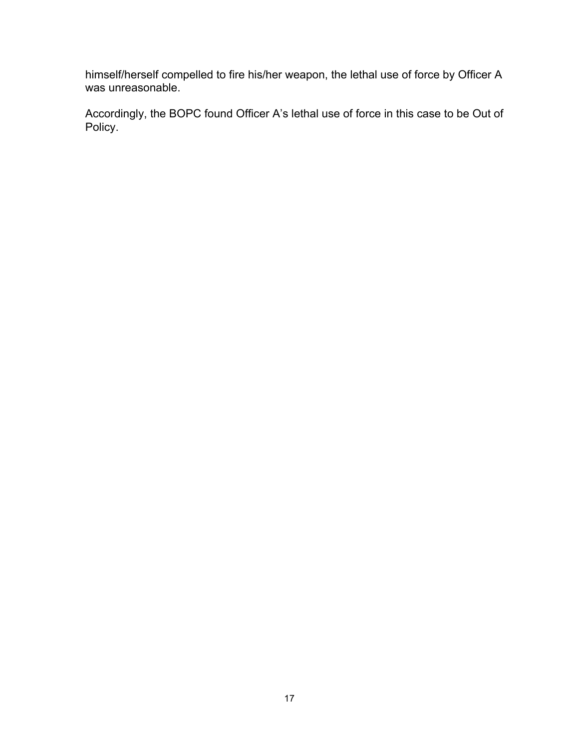himself/herself compelled to fire his/her weapon, the lethal use of force by Officer A was unreasonable.

Accordingly, the BOPC found Officer A's lethal use of force in this case to be Out of Policy.